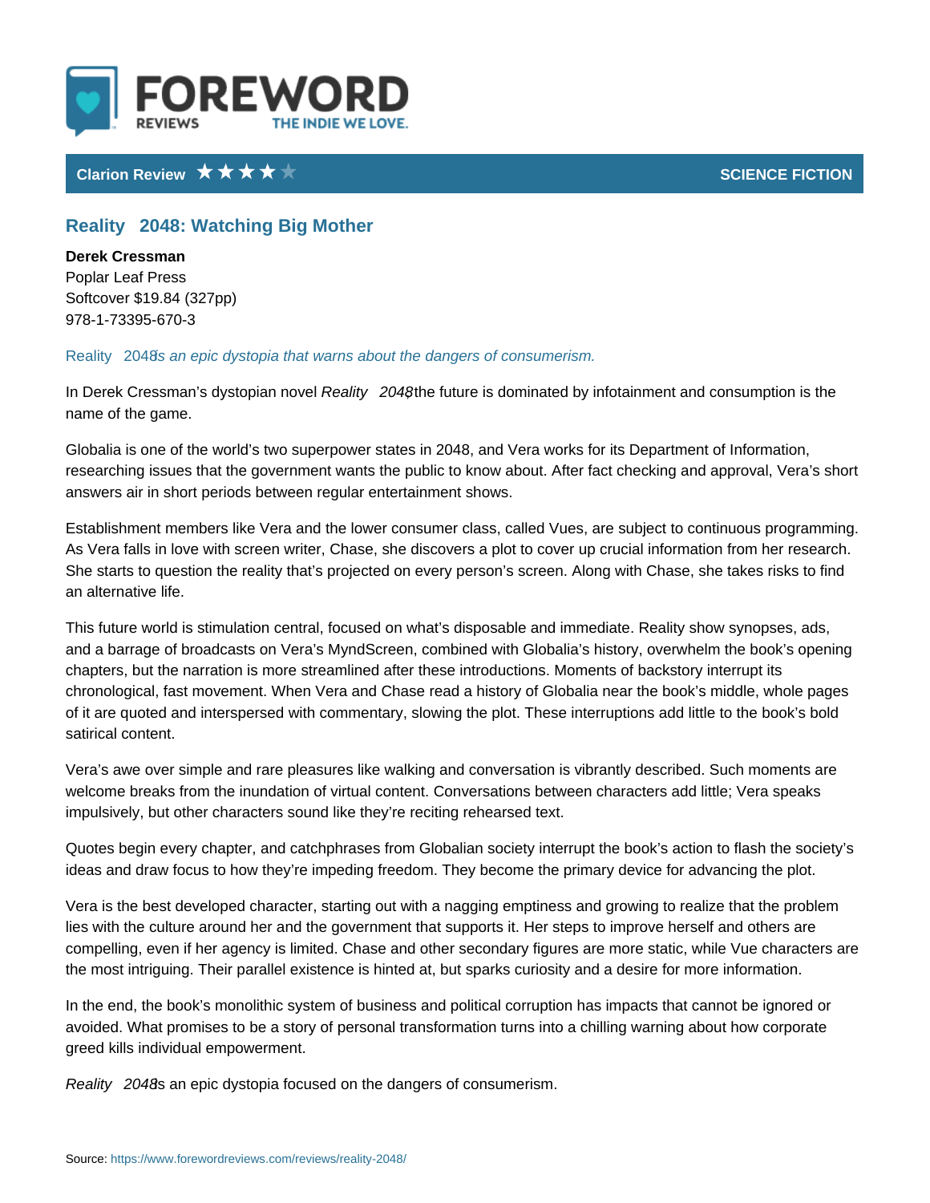Clarion Review ★★★★★ SCIENCE FICTION

## Reality 2048: Watching Big Mother

**Derek Cressman**
Poplar Leaf Press
Softcover $19.84 (327pp)
978-1-73395-670-3

*Reality 2048 is an epic dystopia that warns about the dangers of consumerism.*

In Derek Cressman's dystopian novel *Reality 2048*, the future is dominated by infotainment and consumption is the name of the game.

Globalia is one of the world's two superpower states in 2048, and Vera works for its Department of Information, researching issues that the government wants the public to know about. After fact checking and approval, Vera's short answers air in short periods between regular entertainment shows.

Establishment members like Vera and the lower consumer class, called Vues, are subject to continuous programming. As Vera falls in love with screen writer, Chase, she discovers a plot to cover up crucial information from her research. She starts to question the reality that's projected on every person's screen. Along with Chase, she takes risks to find an alternative life.

This future world is stimulation central, focused on what's disposable and immediate. Reality show synopses, ads, and a barrage of broadcasts on Vera's MyndScreen, combined with Globalia's history, overwhelm the book's opening chapters, but the narration is more streamlined after these introductions. Moments of backstory interrupt its chronological, fast movement. When Vera and Chase read a history of Globalia near the book's middle, whole pages of it are quoted and interspersed with commentary, slowing the plot. These interruptions add little to the book's bold satirical content.

Vera's awe over simple and rare pleasures like walking and conversation is vibrantly described. Such moments are welcome breaks from the inundation of virtual content. Conversations between characters add little; Vera speaks impulsively, but other characters sound like they're reciting rehearsed text.

Quotes begin every chapter, and catchphrases from Globalian society interrupt the book's action to flash the society's ideas and draw focus to how they're impeding freedom. They become the primary device for advancing the plot.

Vera is the best developed character, starting out with a nagging emptiness and growing to realize that the problem lies with the culture around her and the government that supports it. Her steps to improve herself and others are compelling, even if her agency is limited. Chase and other secondary figures are more static, while Vue characters are the most intriguing. Their parallel existence is hinted at, but sparks curiosity and a desire for more information.

In the end, the book's monolithic system of business and political corruption has impacts that cannot be ignored or avoided. What promises to be a story of personal transformation turns into a chilling warning about how corporate greed kills individual empowerment.

*Reality 2048* is an epic dystopia focused on the dangers of consumerism.

Source: https://www.forewordreviews.com/reviews/reality-2048/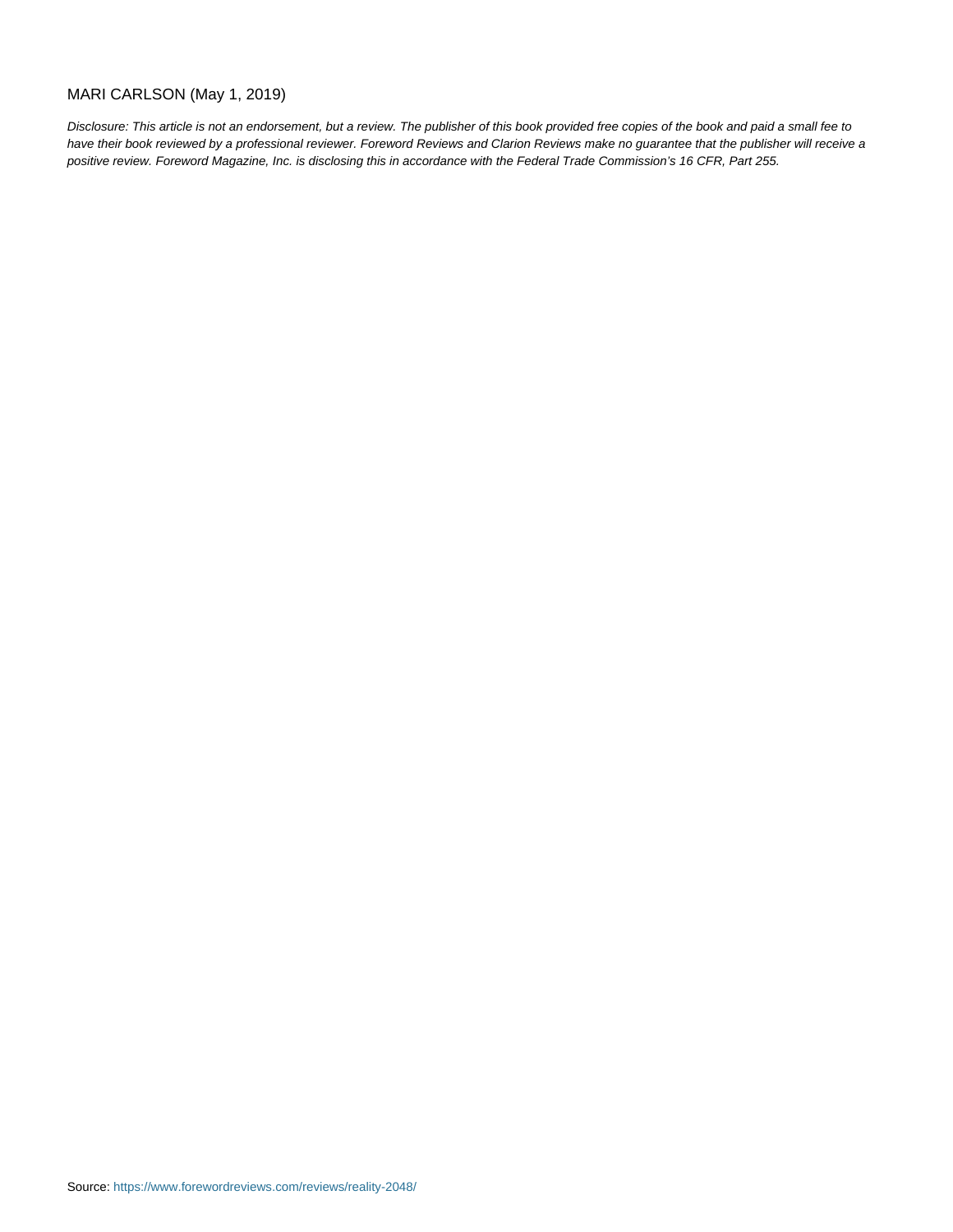MARI CARLSON (May 1, 2019)

*Disclosure: This article is not an endorsement, but a review. The publisher of this book provided free copies of the book and paid a small fee to have their book reviewed by a professional reviewer. Foreword Reviews and Clarion Reviews make no guarantee that the publisher will receive a positive review. Foreword Magazine, Inc. is disclosing this in accordance with the Federal Trade Commission's 16 CFR, Part 255.*

Source: https://www.forewordreviews.com/reviews/reality-2048/